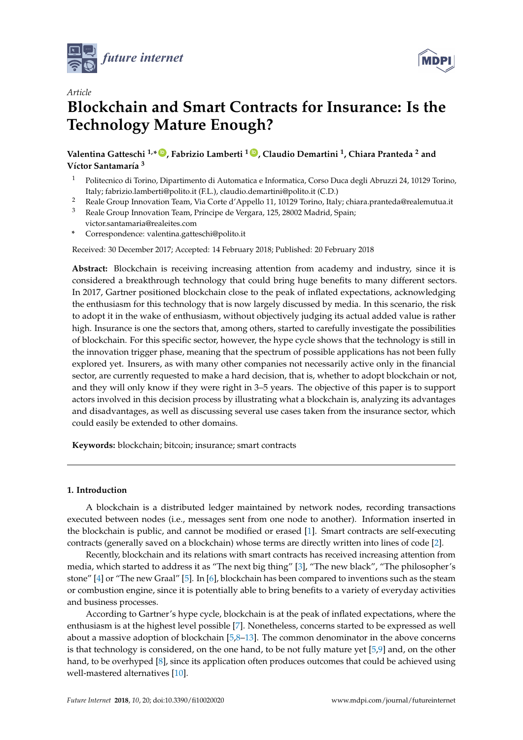*Article*

# Blockchain and Smart Contracts for Insurance: Is the Technology Mature Enough?

**Valentina Gatteschi [1,*], Fabrizio Lamberti [1], Claudio Demartini [1], Chiara Pranteda [2] and Víctor Santamaría [3]**

[1] Politecnico di Torino, Dipartimento di Automatica e Informatica, Corso Duca degli Abruzzi 24, 10129 Torino, Italy; fabrizio.lamberti@polito.it (F.L.), claudio.demartini@polito.it (C.D.)

[2] Reale Group Innovation Team, Via Corte d'Appello 11, 10129 Torino, Italy; chiara.pranteda@realemutua.it

[3] Reale Group Innovation Team, Príncipe de Vergara, 125, 28002 Madrid, Spain; victor.santamaria@realeites.com

[*] Correspondence: valentina.gatteschi@polito.it

Received: 30 December 2017; Accepted: 14 February 2018; Published: 20 February 2018

**Abstract:** Blockchain is receiving increasing attention from academy and industry, since it is considered a breakthrough technology that could bring huge benefits to many different sectors. In 2017, Gartner positioned blockchain close to the peak of inflated expectations, acknowledging the enthusiasm for this technology that is now largely discussed by media. In this scenario, the risk to adopt it in the wake of enthusiasm, without objectively judging its actual added value is rather high. Insurance is one the sectors that, among others, started to carefully investigate the possibilities of blockchain. For this specific sector, however, the hype cycle shows that the technology is still in the innovation trigger phase, meaning that the spectrum of possible applications has not been fully explored yet. Insurers, as with many other companies not necessarily active only in the financial sector, are currently requested to make a hard decision, that is, whether to adopt blockchain or not, and they will only know if they were right in 3–5 years. The objective of this paper is to support actors involved in this decision process by illustrating what a blockchain is, analyzing its advantages and disadvantages, as well as discussing several use cases taken from the insurance sector, which could easily be extended to other domains.

**Keywords:** blockchain; bitcoin; insurance; smart contracts

## 1. Introduction

A blockchain is a distributed ledger maintained by network nodes, recording transactions executed between nodes (i.e., messages sent from one node to another). Information inserted in the blockchain is public, and cannot be modified or erased [1]. Smart contracts are self-executing contracts (generally saved on a blockchain) whose terms are directly written into lines of code [2].

Recently, blockchain and its relations with smart contracts has received increasing attention from media, which started to address it as "The next big thing" [3], "The new black", "The philosopher's stone" [4] or "The new Graal" [5]. In [6], blockchain has been compared to inventions such as the steam or combustion engine, since it is potentially able to bring benefits to a variety of everyday activities and business processes.

According to Gartner's hype cycle, blockchain is at the peak of inflated expectations, where the enthusiasm is at the highest level possible [7]. Nonetheless, concerns started to be expressed as well about a massive adoption of blockchain [5,8–13]. The common denominator in the above concerns is that technology is considered, on the one hand, to be not fully mature yet [5,9] and, on the other hand, to be overhyped [8], since its application often produces outcomes that could be achieved using well-mastered alternatives [10].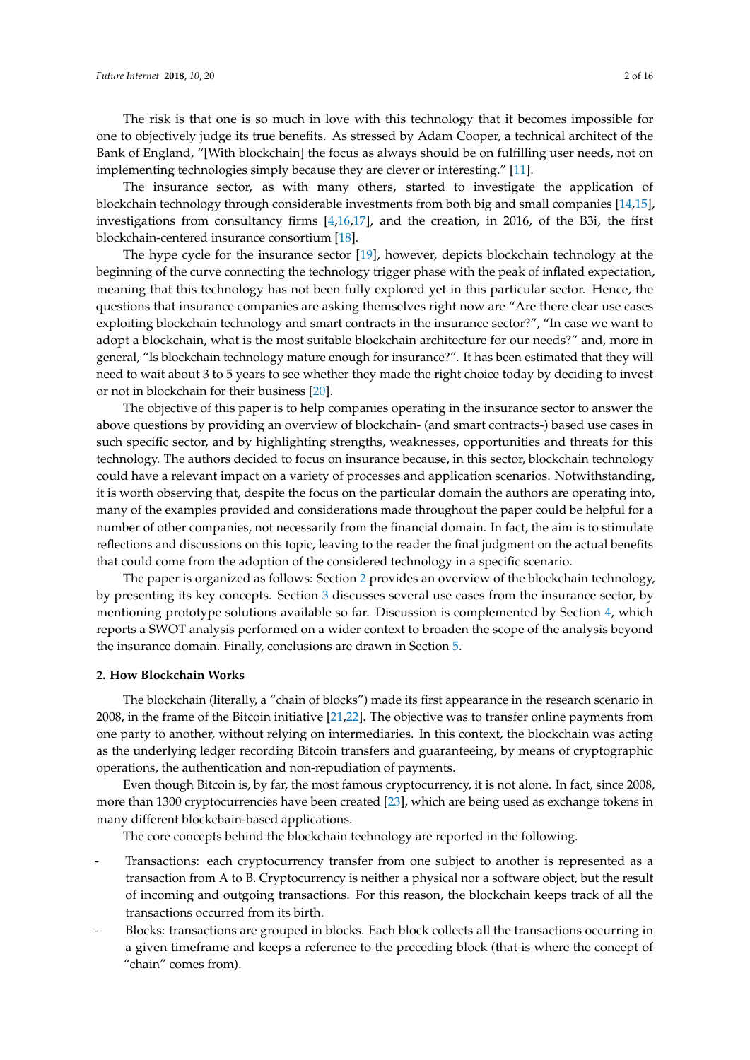The risk is that one is so much in love with this technology that it becomes impossible for one to objectively judge its true benefits. As stressed by Adam Cooper, a technical architect of the Bank of England, "[With blockchain] the focus as always should be on fulfilling user needs, not on implementing technologies simply because they are clever or interesting." [11].

The insurance sector, as with many others, started to investigate the application of blockchain technology through considerable investments from both big and small companies [14,15], investigations from consultancy firms [4,16,17], and the creation, in 2016, of the B3i, the first blockchain-centered insurance consortium [18].

The hype cycle for the insurance sector [19], however, depicts blockchain technology at the beginning of the curve connecting the technology trigger phase with the peak of inflated expectation, meaning that this technology has not been fully explored yet in this particular sector. Hence, the questions that insurance companies are asking themselves right now are "Are there clear use cases exploiting blockchain technology and smart contracts in the insurance sector?", "In case we want to adopt a blockchain, what is the most suitable blockchain architecture for our needs?" and, more in general, "Is blockchain technology mature enough for insurance?". It has been estimated that they will need to wait about 3 to 5 years to see whether they made the right choice today by deciding to invest or not in blockchain for their business [20].

The objective of this paper is to help companies operating in the insurance sector to answer the above questions by providing an overview of blockchain- (and smart contracts-) based use cases in such specific sector, and by highlighting strengths, weaknesses, opportunities and threats for this technology. The authors decided to focus on insurance because, in this sector, blockchain technology could have a relevant impact on a variety of processes and application scenarios. Notwithstanding, it is worth observing that, despite the focus on the particular domain the authors are operating into, many of the examples provided and considerations made throughout the paper could be helpful for a number of other companies, not necessarily from the financial domain. In fact, the aim is to stimulate reflections and discussions on this topic, leaving to the reader the final judgment on the actual benefits that could come from the adoption of the considered technology in a specific scenario.

The paper is organized as follows: Section 2 provides an overview of the blockchain technology, by presenting its key concepts. Section 3 discusses several use cases from the insurance sector, by mentioning prototype solutions available so far. Discussion is complemented by Section 4, which reports a SWOT analysis performed on a wider context to broaden the scope of the analysis beyond the insurance domain. Finally, conclusions are drawn in Section 5.

## 2. How Blockchain Works

The blockchain (literally, a "chain of blocks") made its first appearance in the research scenario in 2008, in the frame of the Bitcoin initiative [21,22]. The objective was to transfer online payments from one party to another, without relying on intermediaries. In this context, the blockchain was acting as the underlying ledger recording Bitcoin transfers and guaranteeing, by means of cryptographic operations, the authentication and non-repudiation of payments.

Even though Bitcoin is, by far, the most famous cryptocurrency, it is not alone. In fact, since 2008, more than 1300 cryptocurrencies have been created [23], which are being used as exchange tokens in many different blockchain-based applications.

The core concepts behind the blockchain technology are reported in the following.

- Transactions: each cryptocurrency transfer from one subject to another is represented as a transaction from A to B. Cryptocurrency is neither a physical nor a software object, but the result of incoming and outgoing transactions. For this reason, the blockchain keeps track of all the transactions occurred from its birth.
- Blocks: transactions are grouped in blocks. Each block collects all the transactions occurring in a given timeframe and keeps a reference to the preceding block (that is where the concept of "chain" comes from).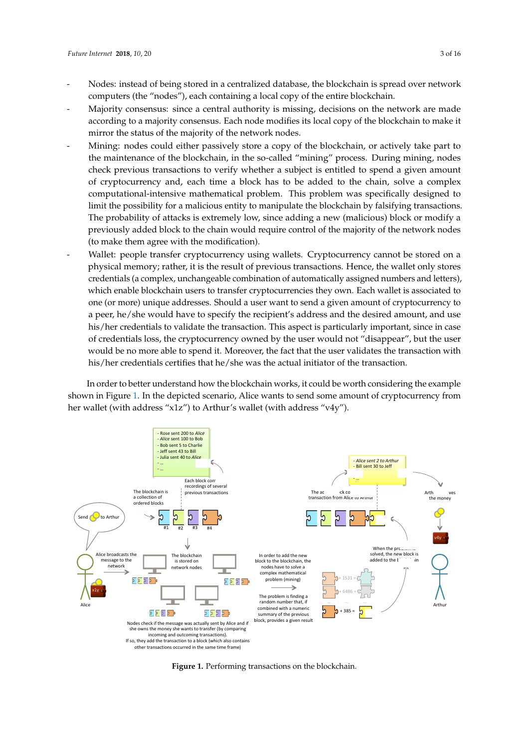- Nodes: instead of being stored in a centralized database, the blockchain is spread over network computers (the "nodes"), each containing a local copy of the entire blockchain.
- Majority consensus: since a central authority is missing, decisions on the network are made according to a majority consensus. Each node modifies its local copy of the blockchain to make it mirror the status of the majority of the network nodes.
- Mining: nodes could either passively store a copy of the blockchain, or actively take part to the maintenance of the blockchain, in the so-called "mining" process. During mining, nodes check previous transactions to verify whether a subject is entitled to spend a given amount of cryptocurrency and, each time a block has to be added to the chain, solve a complex computational-intensive mathematical problem. This problem was specifically designed to limit the possibility for a malicious entity to manipulate the blockchain by falsifying transactions. The probability of attacks is extremely low, since adding a new (malicious) block or modify a previously added block to the chain would require control of the majority of the network nodes (to make them agree with the modification).
- Wallet: people transfer cryptocurrency using wallets. Cryptocurrency cannot be stored on a physical memory; rather, it is the result of previous transactions. Hence, the wallet only stores credentials (a complex, unchangeable combination of automatically assigned numbers and letters), which enable blockchain users to transfer cryptocurrencies they own. Each wallet is associated to one (or more) unique addresses. Should a user want to send a given amount of cryptocurrency to a peer, he/she would have to specify the recipient's address and the desired amount, and use his/her credentials to validate the transaction. This aspect is particularly important, since in case of credentials loss, the cryptocurrency owned by the user would not "disappear", but the user would be no more able to spend it. Moreover, the fact that the user validates the transaction with his/her credentials certifies that he/she was the actual initiator of the transaction.

In order to better understand how the blockchain works, it could be worth considering the example shown in Figure 1. In the depicted scenario, Alice wants to send some amount of cryptocurrency from her wallet (with address "x1z") to Arthur's wallet (with address "v4y").

**Figure 1.** Performing transactions on the blockchain.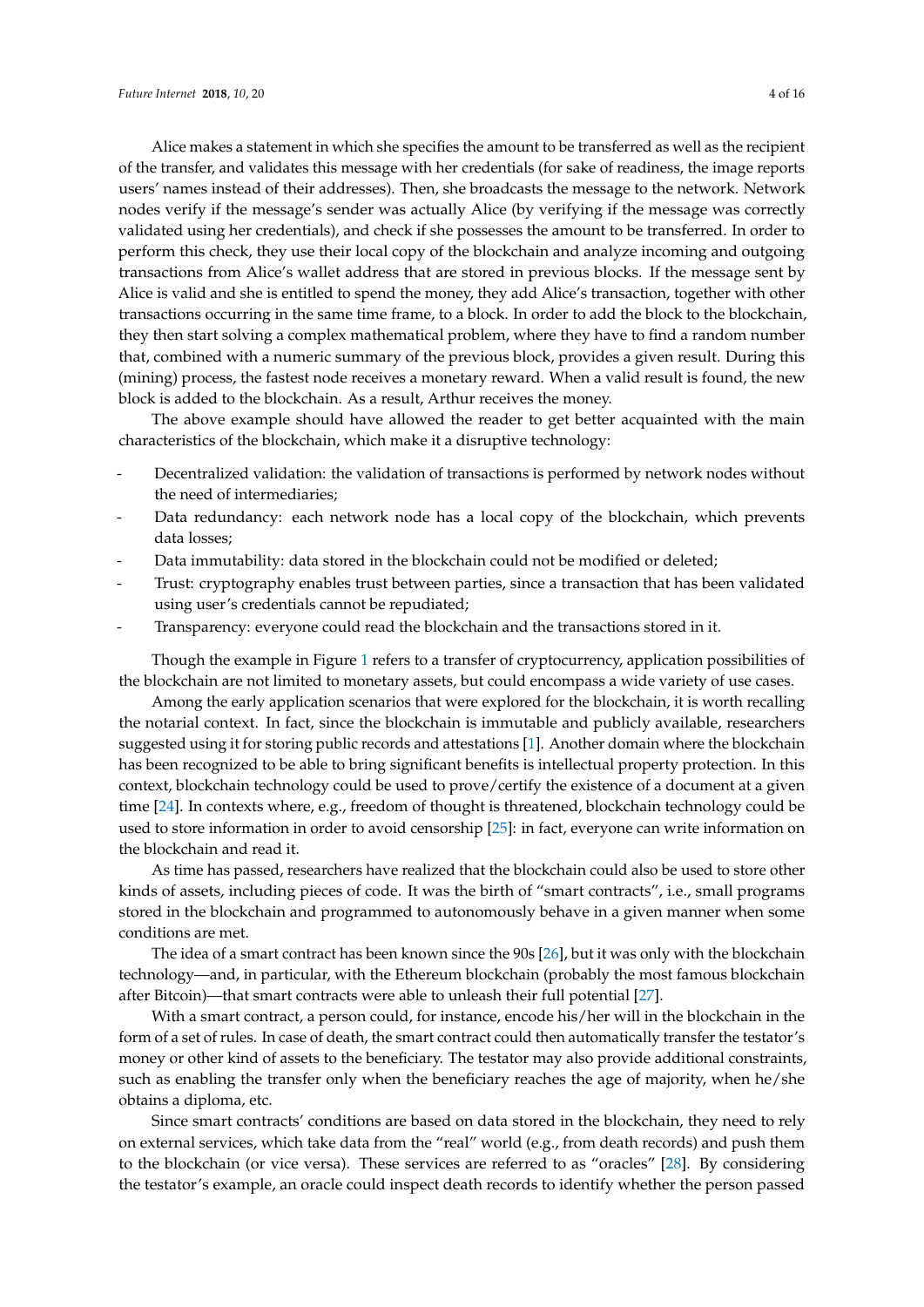Alice makes a statement in which she specifies the amount to be transferred as well as the recipient of the transfer, and validates this message with her credentials (for sake of readiness, the image reports users' names instead of their addresses). Then, she broadcasts the message to the network. Network nodes verify if the message's sender was actually Alice (by verifying if the message was correctly validated using her credentials), and check if she possesses the amount to be transferred. In order to perform this check, they use their local copy of the blockchain and analyze incoming and outgoing transactions from Alice's wallet address that are stored in previous blocks. If the message sent by Alice is valid and she is entitled to spend the money, they add Alice's transaction, together with other transactions occurring in the same time frame, to a block. In order to add the block to the blockchain, they then start solving a complex mathematical problem, where they have to find a random number that, combined with a numeric summary of the previous block, provides a given result. During this (mining) process, the fastest node receives a monetary reward. When a valid result is found, the new block is added to the blockchain. As a result, Arthur receives the money.

The above example should have allowed the reader to get better acquainted with the main characteristics of the blockchain, which make it a disruptive technology:

- Decentralized validation: the validation of transactions is performed by network nodes without the need of intermediaries;
- Data redundancy: each network node has a local copy of the blockchain, which prevents data losses;
- Data immutability: data stored in the blockchain could not be modified or deleted;
- Trust: cryptography enables trust between parties, since a transaction that has been validated using user's credentials cannot be repudiated;
- Transparency: everyone could read the blockchain and the transactions stored in it.

Though the example in Figure 1 refers to a transfer of cryptocurrency, application possibilities of the blockchain are not limited to monetary assets, but could encompass a wide variety of use cases.

Among the early application scenarios that were explored for the blockchain, it is worth recalling the notarial context. In fact, since the blockchain is immutable and publicly available, researchers suggested using it for storing public records and attestations [1]. Another domain where the blockchain has been recognized to be able to bring significant benefits is intellectual property protection. In this context, blockchain technology could be used to prove/certify the existence of a document at a given time [24]. In contexts where, e.g., freedom of thought is threatened, blockchain technology could be used to store information in order to avoid censorship [25]: in fact, everyone can write information on the blockchain and read it.

As time has passed, researchers have realized that the blockchain could also be used to store other kinds of assets, including pieces of code. It was the birth of "smart contracts", i.e., small programs stored in the blockchain and programmed to autonomously behave in a given manner when some conditions are met.

The idea of a smart contract has been known since the 90s [26], but it was only with the blockchain technology—and, in particular, with the Ethereum blockchain (probably the most famous blockchain after Bitcoin)—that smart contracts were able to unleash their full potential [27].

With a smart contract, a person could, for instance, encode his/her will in the blockchain in the form of a set of rules. In case of death, the smart contract could then automatically transfer the testator's money or other kind of assets to the beneficiary. The testator may also provide additional constraints, such as enabling the transfer only when the beneficiary reaches the age of majority, when he/she obtains a diploma, etc.

Since smart contracts' conditions are based on data stored in the blockchain, they need to rely on external services, which take data from the "real" world (e.g., from death records) and push them to the blockchain (or vice versa). These services are referred to as "oracles" [28]. By considering the testator's example, an oracle could inspect death records to identify whether the person passed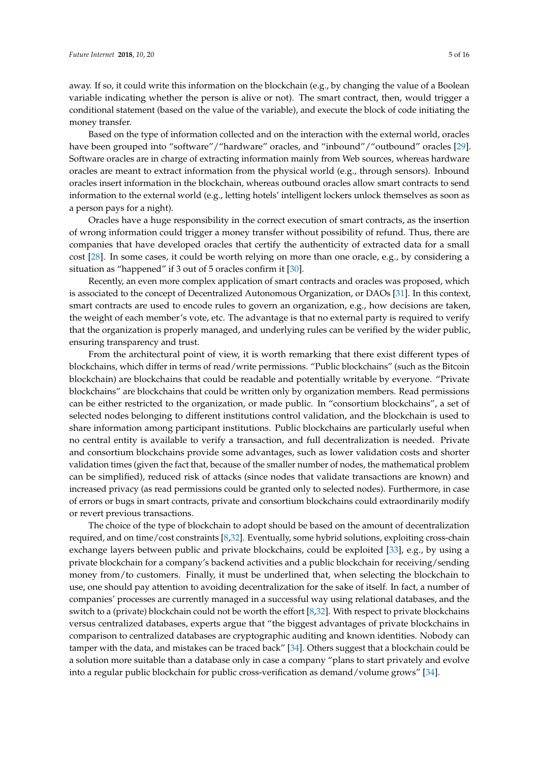away. If so, it could write this information on the blockchain (e.g., by changing the value of a Boolean variable indicating whether the person is alive or not). The smart contract, then, would trigger a conditional statement (based on the value of the variable), and execute the block of code initiating the money transfer.

Based on the type of information collected and on the interaction with the external world, oracles have been grouped into "software"/"hardware" oracles, and "inbound"/"outbound" oracles [29]. Software oracles are in charge of extracting information mainly from Web sources, whereas hardware oracles are meant to extract information from the physical world (e.g., through sensors). Inbound oracles insert information in the blockchain, whereas outbound oracles allow smart contracts to send information to the external world (e.g., letting hotels' intelligent lockers unlock themselves as soon as a person pays for a night).

Oracles have a huge responsibility in the correct execution of smart contracts, as the insertion of wrong information could trigger a money transfer without possibility of refund. Thus, there are companies that have developed oracles that certify the authenticity of extracted data for a small cost [28]. In some cases, it could be worth relying on more than one oracle, e.g., by considering a situation as "happened" if 3 out of 5 oracles confirm it [30].

Recently, an even more complex application of smart contracts and oracles was proposed, which is associated to the concept of Decentralized Autonomous Organization, or DAOs [31]. In this context, smart contracts are used to encode rules to govern an organization, e.g., how decisions are taken, the weight of each member's vote, etc. The advantage is that no external party is required to verify that the organization is properly managed, and underlying rules can be verified by the wider public, ensuring transparency and trust.

From the architectural point of view, it is worth remarking that there exist different types of blockchains, which differ in terms of read/write permissions. "Public blockchains" (such as the Bitcoin blockchain) are blockchains that could be readable and potentially writable by everyone. "Private blockchains" are blockchains that could be written only by organization members. Read permissions can be either restricted to the organization, or made public. In "consortium blockchains", a set of selected nodes belonging to different institutions control validation, and the blockchain is used to share information among participant institutions. Public blockchains are particularly useful when no central entity is available to verify a transaction, and full decentralization is needed. Private and consortium blockchains provide some advantages, such as lower validation costs and shorter validation times (given the fact that, because of the smaller number of nodes, the mathematical problem can be simplified), reduced risk of attacks (since nodes that validate transactions are known) and increased privacy (as read permissions could be granted only to selected nodes). Furthermore, in case of errors or bugs in smart contracts, private and consortium blockchains could extraordinarily modify or revert previous transactions.

The choice of the type of blockchain to adopt should be based on the amount of decentralization required, and on time/cost constraints [8,32]. Eventually, some hybrid solutions, exploiting cross-chain exchange layers between public and private blockchains, could be exploited [33], e.g., by using a private blockchain for a company's backend activities and a public blockchain for receiving/sending money from/to customers. Finally, it must be underlined that, when selecting the blockchain to use, one should pay attention to avoiding decentralization for the sake of itself. In fact, a number of companies' processes are currently managed in a successful way using relational databases, and the switch to a (private) blockchain could not be worth the effort [8,32]. With respect to private blockchains versus centralized databases, experts argue that "the biggest advantages of private blockchains in comparison to centralized databases are cryptographic auditing and known identities. Nobody can tamper with the data, and mistakes can be traced back" [34]. Others suggest that a blockchain could be a solution more suitable than a database only in case a company "plans to start privately and evolve into a regular public blockchain for public cross-verification as demand/volume grows" [34].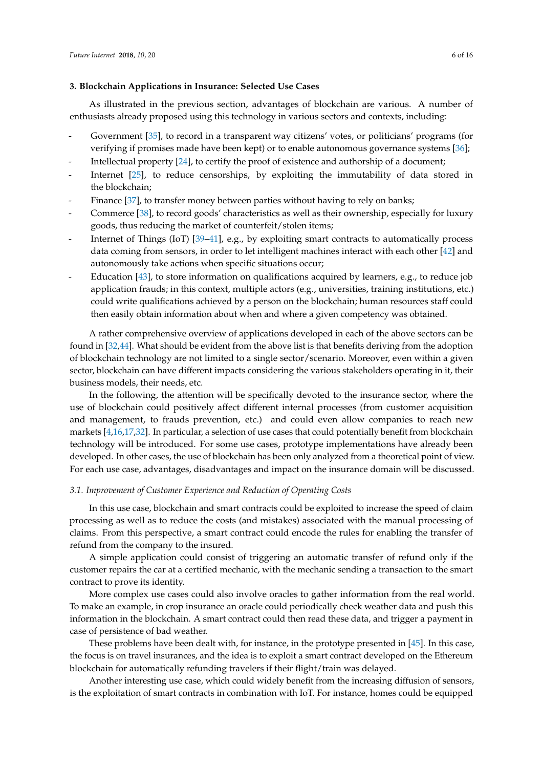## 3. Blockchain Applications in Insurance: Selected Use Cases

As illustrated in the previous section, advantages of blockchain are various. A number of enthusiasts already proposed using this technology in various sectors and contexts, including:

- Government [35], to record in a transparent way citizens' votes, or politicians' programs (for verifying if promises made have been kept) or to enable autonomous governance systems [36];
- Intellectual property [24], to certify the proof of existence and authorship of a document;
- Internet [25], to reduce censorships, by exploiting the immutability of data stored in the blockchain;
- Finance [37], to transfer money between parties without having to rely on banks;
- Commerce [38], to record goods' characteristics as well as their ownership, especially for luxury goods, thus reducing the market of counterfeit/stolen items;
- Internet of Things (IoT) [39–41], e.g., by exploiting smart contracts to automatically process data coming from sensors, in order to let intelligent machines interact with each other [42] and autonomously take actions when specific situations occur;
- Education [43], to store information on qualifications acquired by learners, e.g., to reduce job application frauds; in this context, multiple actors (e.g., universities, training institutions, etc.) could write qualifications achieved by a person on the blockchain; human resources staff could then easily obtain information about when and where a given competency was obtained.

A rather comprehensive overview of applications developed in each of the above sectors can be found in [32,44]. What should be evident from the above list is that benefits deriving from the adoption of blockchain technology are not limited to a single sector/scenario. Moreover, even within a given sector, blockchain can have different impacts considering the various stakeholders operating in it, their business models, their needs, etc.

In the following, the attention will be specifically devoted to the insurance sector, where the use of blockchain could positively affect different internal processes (from customer acquisition and management, to frauds prevention, etc.) and could even allow companies to reach new markets [4,16,17,32]. In particular, a selection of use cases that could potentially benefit from blockchain technology will be introduced. For some use cases, prototype implementations have already been developed. In other cases, the use of blockchain has been only analyzed from a theoretical point of view. For each use case, advantages, disadvantages and impact on the insurance domain will be discussed.

### *3.1. Improvement of Customer Experience and Reduction of Operating Costs*

In this use case, blockchain and smart contracts could be exploited to increase the speed of claim processing as well as to reduce the costs (and mistakes) associated with the manual processing of claims. From this perspective, a smart contract could encode the rules for enabling the transfer of refund from the company to the insured.

A simple application could consist of triggering an automatic transfer of refund only if the customer repairs the car at a certified mechanic, with the mechanic sending a transaction to the smart contract to prove its identity.

More complex use cases could also involve oracles to gather information from the real world. To make an example, in crop insurance an oracle could periodically check weather data and push this information in the blockchain. A smart contract could then read these data, and trigger a payment in case of persistence of bad weather.

These problems have been dealt with, for instance, in the prototype presented in [45]. In this case, the focus is on travel insurances, and the idea is to exploit a smart contract developed on the Ethereum blockchain for automatically refunding travelers if their flight/train was delayed.

Another interesting use case, which could widely benefit from the increasing diffusion of sensors, is the exploitation of smart contracts in combination with IoT. For instance, homes could be equipped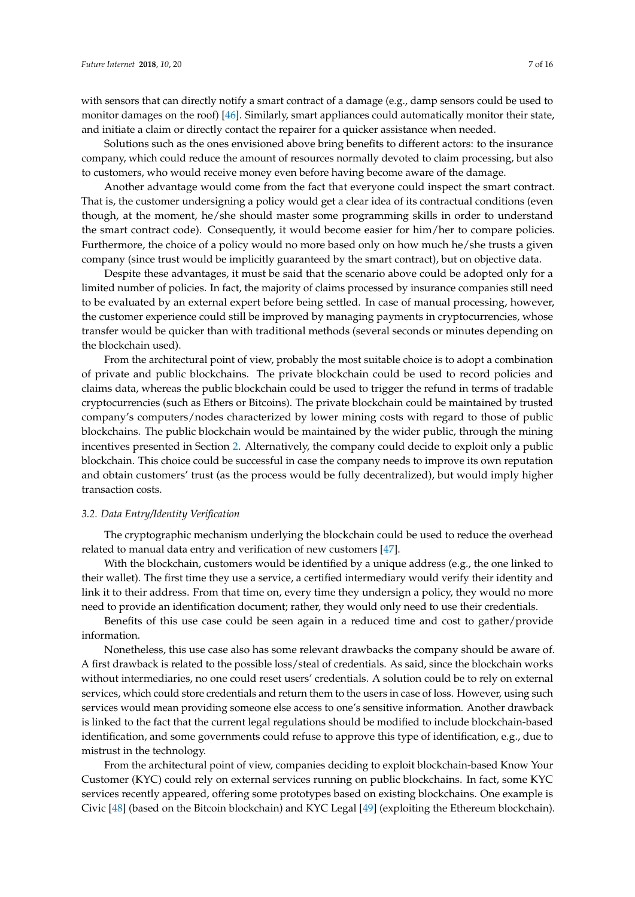with sensors that can directly notify a smart contract of a damage (e.g., damp sensors could be used to monitor damages on the roof) [46]. Similarly, smart appliances could automatically monitor their state, and initiate a claim or directly contact the repairer for a quicker assistance when needed.

Solutions such as the ones envisioned above bring benefits to different actors: to the insurance company, which could reduce the amount of resources normally devoted to claim processing, but also to customers, who would receive money even before having become aware of the damage.

Another advantage would come from the fact that everyone could inspect the smart contract. That is, the customer undersigning a policy would get a clear idea of its contractual conditions (even though, at the moment, he/she should master some programming skills in order to understand the smart contract code). Consequently, it would become easier for him/her to compare policies. Furthermore, the choice of a policy would no more based only on how much he/she trusts a given company (since trust would be implicitly guaranteed by the smart contract), but on objective data.

Despite these advantages, it must be said that the scenario above could be adopted only for a limited number of policies. In fact, the majority of claims processed by insurance companies still need to be evaluated by an external expert before being settled. In case of manual processing, however, the customer experience could still be improved by managing payments in cryptocurrencies, whose transfer would be quicker than with traditional methods (several seconds or minutes depending on the blockchain used).

From the architectural point of view, probably the most suitable choice is to adopt a combination of private and public blockchains. The private blockchain could be used to record policies and claims data, whereas the public blockchain could be used to trigger the refund in terms of tradable cryptocurrencies (such as Ethers or Bitcoins). The private blockchain could be maintained by trusted company's computers/nodes characterized by lower mining costs with regard to those of public blockchains. The public blockchain would be maintained by the wider public, through the mining incentives presented in Section 2. Alternatively, the company could decide to exploit only a public blockchain. This choice could be successful in case the company needs to improve its own reputation and obtain customers' trust (as the process would be fully decentralized), but would imply higher transaction costs.

### *3.2. Data Entry/Identity Verification*

The cryptographic mechanism underlying the blockchain could be used to reduce the overhead related to manual data entry and verification of new customers [47].

With the blockchain, customers would be identified by a unique address (e.g., the one linked to their wallet). The first time they use a service, a certified intermediary would verify their identity and link it to their address. From that time on, every time they undersign a policy, they would no more need to provide an identification document; rather, they would only need to use their credentials.

Benefits of this use case could be seen again in a reduced time and cost to gather/provide information.

Nonetheless, this use case also has some relevant drawbacks the company should be aware of. A first drawback is related to the possible loss/steal of credentials. As said, since the blockchain works without intermediaries, no one could reset users' credentials. A solution could be to rely on external services, which could store credentials and return them to the users in case of loss. However, using such services would mean providing someone else access to one's sensitive information. Another drawback is linked to the fact that the current legal regulations should be modified to include blockchain-based identification, and some governments could refuse to approve this type of identification, e.g., due to mistrust in the technology.

From the architectural point of view, companies deciding to exploit blockchain-based Know Your Customer (KYC) could rely on external services running on public blockchains. In fact, some KYC services recently appeared, offering some prototypes based on existing blockchains. One example is Civic [48] (based on the Bitcoin blockchain) and KYC Legal [49] (exploiting the Ethereum blockchain).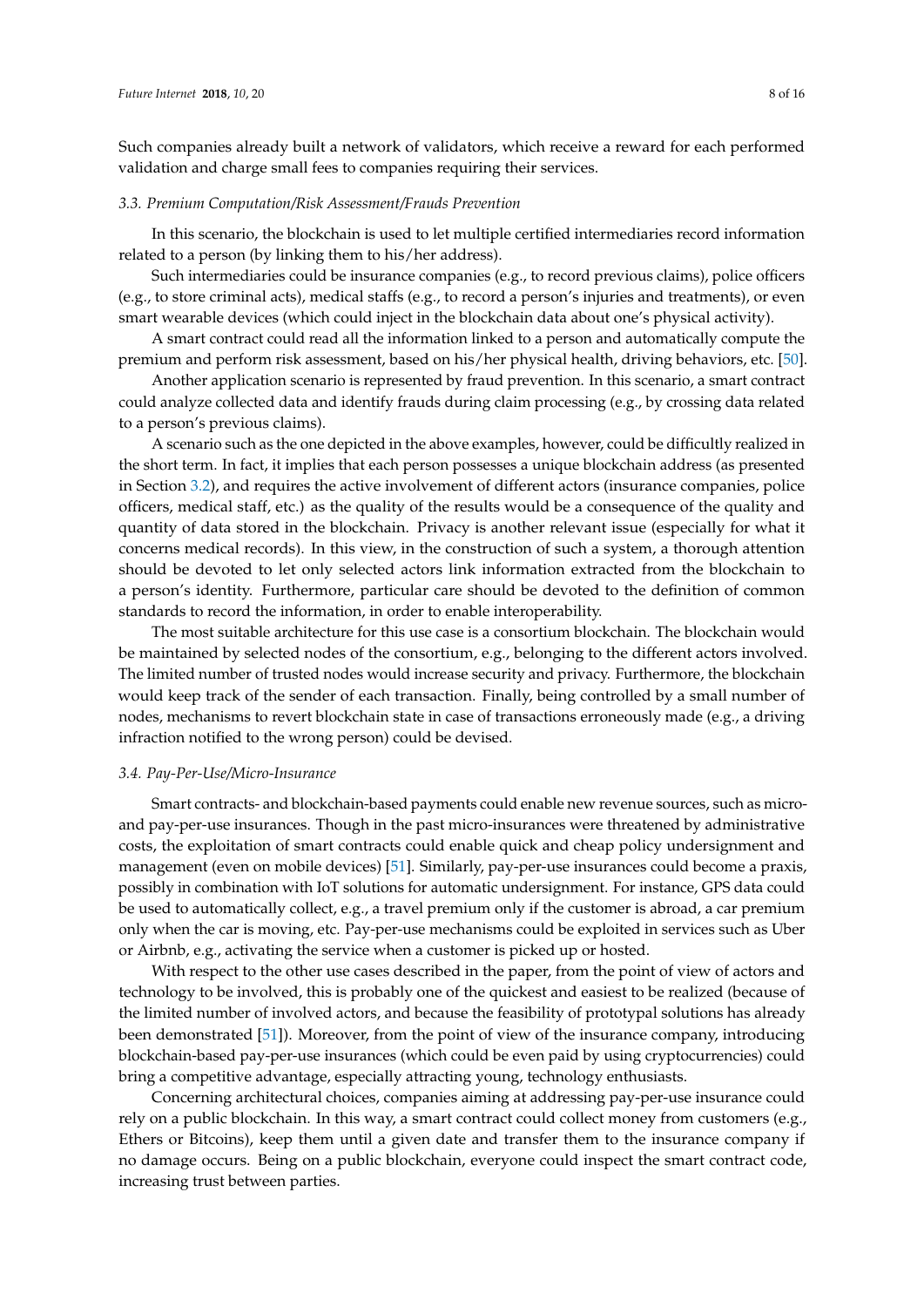Such companies already built a network of validators, which receive a reward for each performed validation and charge small fees to companies requiring their services.

### *3.3. Premium Computation/Risk Assessment/Frauds Prevention*

In this scenario, the blockchain is used to let multiple certified intermediaries record information related to a person (by linking them to his/her address).

Such intermediaries could be insurance companies (e.g., to record previous claims), police officers (e.g., to store criminal acts), medical staffs (e.g., to record a person's injuries and treatments), or even smart wearable devices (which could inject in the blockchain data about one's physical activity).

A smart contract could read all the information linked to a person and automatically compute the premium and perform risk assessment, based on his/her physical health, driving behaviors, etc. [50].

Another application scenario is represented by fraud prevention. In this scenario, a smart contract could analyze collected data and identify frauds during claim processing (e.g., by crossing data related to a person's previous claims).

A scenario such as the one depicted in the above examples, however, could be difficultly realized in the short term. In fact, it implies that each person possesses a unique blockchain address (as presented in Section 3.2), and requires the active involvement of different actors (insurance companies, police officers, medical staff, etc.) as the quality of the results would be a consequence of the quality and quantity of data stored in the blockchain. Privacy is another relevant issue (especially for what it concerns medical records). In this view, in the construction of such a system, a thorough attention should be devoted to let only selected actors link information extracted from the blockchain to a person's identity. Furthermore, particular care should be devoted to the definition of common standards to record the information, in order to enable interoperability.

The most suitable architecture for this use case is a consortium blockchain. The blockchain would be maintained by selected nodes of the consortium, e.g., belonging to the different actors involved. The limited number of trusted nodes would increase security and privacy. Furthermore, the blockchain would keep track of the sender of each transaction. Finally, being controlled by a small number of nodes, mechanisms to revert blockchain state in case of transactions erroneously made (e.g., a driving infraction notified to the wrong person) could be devised.

### *3.4. Pay-Per-Use/Micro-Insurance*

Smart contracts- and blockchain-based payments could enable new revenue sources, such as micro- and pay-per-use insurances. Though in the past micro-insurances were threatened by administrative costs, the exploitation of smart contracts could enable quick and cheap policy undersignment and management (even on mobile devices) [51]. Similarly, pay-per-use insurances could become a praxis, possibly in combination with IoT solutions for automatic undersignment. For instance, GPS data could be used to automatically collect, e.g., a travel premium only if the customer is abroad, a car premium only when the car is moving, etc. Pay-per-use mechanisms could be exploited in services such as Uber or Airbnb, e.g., activating the service when a customer is picked up or hosted.

With respect to the other use cases described in the paper, from the point of view of actors and technology to be involved, this is probably one of the quickest and easiest to be realized (because of the limited number of involved actors, and because the feasibility of prototypal solutions has already been demonstrated [51]). Moreover, from the point of view of the insurance company, introducing blockchain-based pay-per-use insurances (which could be even paid by using cryptocurrencies) could bring a competitive advantage, especially attracting young, technology enthusiasts.

Concerning architectural choices, companies aiming at addressing pay-per-use insurance could rely on a public blockchain. In this way, a smart contract could collect money from customers (e.g., Ethers or Bitcoins), keep them until a given date and transfer them to the insurance company if no damage occurs. Being on a public blockchain, everyone could inspect the smart contract code, increasing trust between parties.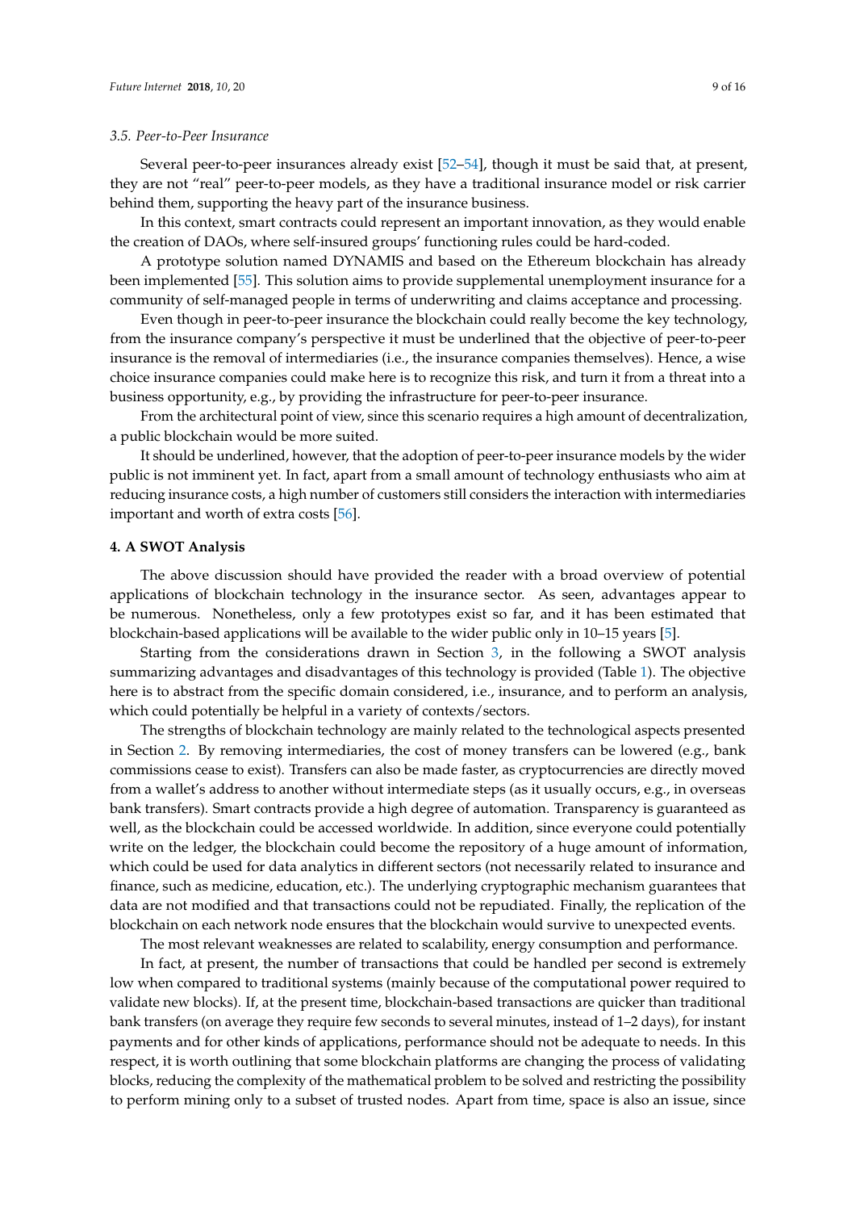### 3.5. Peer-to-Peer Insurance

Several peer-to-peer insurances already exist [52–54], though it must be said that, at present, they are not "real" peer-to-peer models, as they have a traditional insurance model or risk carrier behind them, supporting the heavy part of the insurance business.

In this context, smart contracts could represent an important innovation, as they would enable the creation of DAOs, where self-insured groups' functioning rules could be hard-coded.

A prototype solution named DYNAMIS and based on the Ethereum blockchain has already been implemented [55]. This solution aims to provide supplemental unemployment insurance for a community of self-managed people in terms of underwriting and claims acceptance and processing.

Even though in peer-to-peer insurance the blockchain could really become the key technology, from the insurance company's perspective it must be underlined that the objective of peer-to-peer insurance is the removal of intermediaries (i.e., the insurance companies themselves). Hence, a wise choice insurance companies could make here is to recognize this risk, and turn it from a threat into a business opportunity, e.g., by providing the infrastructure for peer-to-peer insurance.

From the architectural point of view, since this scenario requires a high amount of decentralization, a public blockchain would be more suited.

It should be underlined, however, that the adoption of peer-to-peer insurance models by the wider public is not imminent yet. In fact, apart from a small amount of technology enthusiasts who aim at reducing insurance costs, a high number of customers still considers the interaction with intermediaries important and worth of extra costs [56].

## 4. A SWOT Analysis

The above discussion should have provided the reader with a broad overview of potential applications of blockchain technology in the insurance sector. As seen, advantages appear to be numerous. Nonetheless, only a few prototypes exist so far, and it has been estimated that blockchain-based applications will be available to the wider public only in 10–15 years [5].

Starting from the considerations drawn in Section 3, in the following a SWOT analysis summarizing advantages and disadvantages of this technology is provided (Table 1). The objective here is to abstract from the specific domain considered, i.e., insurance, and to perform an analysis, which could potentially be helpful in a variety of contexts/sectors.

The strengths of blockchain technology are mainly related to the technological aspects presented in Section 2. By removing intermediaries, the cost of money transfers can be lowered (e.g., bank commissions cease to exist). Transfers can also be made faster, as cryptocurrencies are directly moved from a wallet's address to another without intermediate steps (as it usually occurs, e.g., in overseas bank transfers). Smart contracts provide a high degree of automation. Transparency is guaranteed as well, as the blockchain could be accessed worldwide. In addition, since everyone could potentially write on the ledger, the blockchain could become the repository of a huge amount of information, which could be used for data analytics in different sectors (not necessarily related to insurance and finance, such as medicine, education, etc.). The underlying cryptographic mechanism guarantees that data are not modified and that transactions could not be repudiated. Finally, the replication of the blockchain on each network node ensures that the blockchain would survive to unexpected events.

The most relevant weaknesses are related to scalability, energy consumption and performance.

In fact, at present, the number of transactions that could be handled per second is extremely low when compared to traditional systems (mainly because of the computational power required to validate new blocks). If, at the present time, blockchain-based transactions are quicker than traditional bank transfers (on average they require few seconds to several minutes, instead of 1–2 days), for instant payments and for other kinds of applications, performance should not be adequate to needs. In this respect, it is worth outlining that some blockchain platforms are changing the process of validating blocks, reducing the complexity of the mathematical problem to be solved and restricting the possibility to perform mining only to a subset of trusted nodes. Apart from time, space is also an issue, since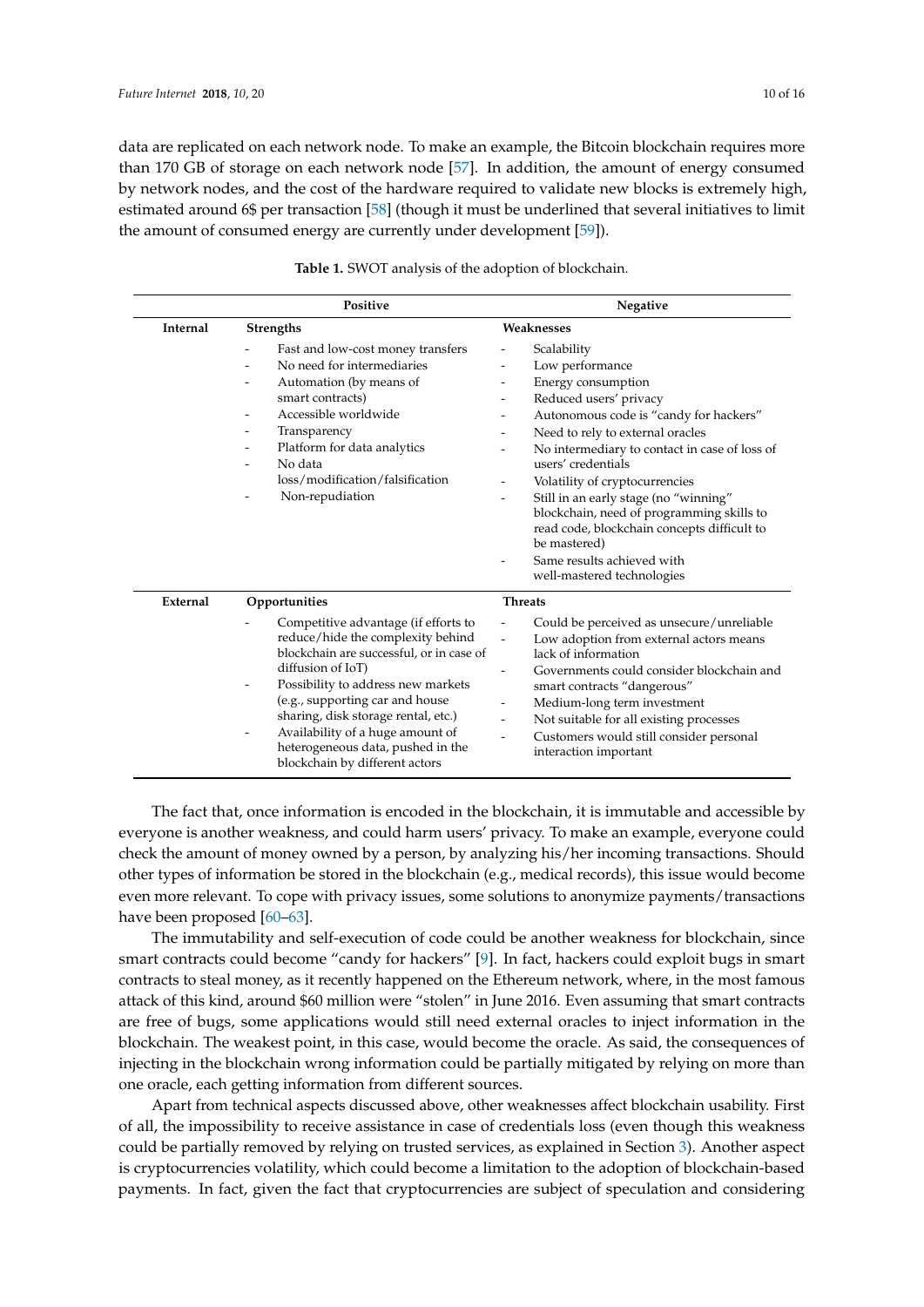data are replicated on each network node. To make an example, the Bitcoin blockchain requires more than 170 GB of storage on each network node [57]. In addition, the amount of energy consumed by network nodes, and the cost of the hardware required to validate new blocks is extremely high, estimated around 6$ per transaction [58] (though it must be underlined that several initiatives to limit the amount of consumed energy are currently under development [59]).

**Table 1.** SWOT analysis of the adoption of blockchain.

| | Positive | Negative |
|---|---|---|
| **Internal** | **Strengths**<br>- Fast and low-cost money transfers<br>- No need for intermediaries<br>- Automation (by means of smart contracts)<br>- Accessible worldwide<br>- Transparency<br>- Platform for data analytics<br>- No data loss/modification/falsification<br>- Non-repudiation | **Weaknesses**<br>- Scalability<br>- Low performance<br>- Energy consumption<br>- Reduced users' privacy<br>- Autonomous code is "candy for hackers"<br>- Need to rely to external oracles<br>- No intermediary to contact in case of loss of users' credentials<br>- Volatility of cryptocurrencies<br>- Still in an early stage (no "winning" blockchain, need of programming skills to read code, blockchain concepts difficult to be mastered)<br>- Same results achieved with well-mastered technologies |
| **External** | **Opportunities**<br>- Competitive advantage (if efforts to reduce/hide the complexity behind blockchain are successful, or in case of diffusion of IoT)<br>- Possibility to address new markets (e.g., supporting car and house sharing, disk storage rental, etc.)<br>- Availability of a huge amount of heterogeneous data, pushed in the blockchain by different actors | **Threats**<br>- Could be perceived as unsecure/unreliable<br>- Low adoption from external actors means lack of information<br>- Governments could consider blockchain and smart contracts "dangerous"<br>- Medium-long term investment<br>- Not suitable for all existing processes<br>- Customers would still consider personal interaction important |

The fact that, once information is encoded in the blockchain, it is immutable and accessible by everyone is another weakness, and could harm users' privacy. To make an example, everyone could check the amount of money owned by a person, by analyzing his/her incoming transactions. Should other types of information be stored in the blockchain (e.g., medical records), this issue would become even more relevant. To cope with privacy issues, some solutions to anonymize payments/transactions have been proposed [60–63].

The immutability and self-execution of code could be another weakness for blockchain, since smart contracts could become "candy for hackers" [9]. In fact, hackers could exploit bugs in smart contracts to steal money, as it recently happened on the Ethereum network, where, in the most famous attack of this kind, around $60 million were "stolen" in June 2016. Even assuming that smart contracts are free of bugs, some applications would still need external oracles to inject information in the blockchain. The weakest point, in this case, would become the oracle. As said, the consequences of injecting in the blockchain wrong information could be partially mitigated by relying on more than one oracle, each getting information from different sources.

Apart from technical aspects discussed above, other weaknesses affect blockchain usability. First of all, the impossibility to receive assistance in case of credentials loss (even though this weakness could be partially removed by relying on trusted services, as explained in Section 3). Another aspect is cryptocurrencies volatility, which could become a limitation to the adoption of blockchain-based payments. In fact, given the fact that cryptocurrencies are subject of speculation and considering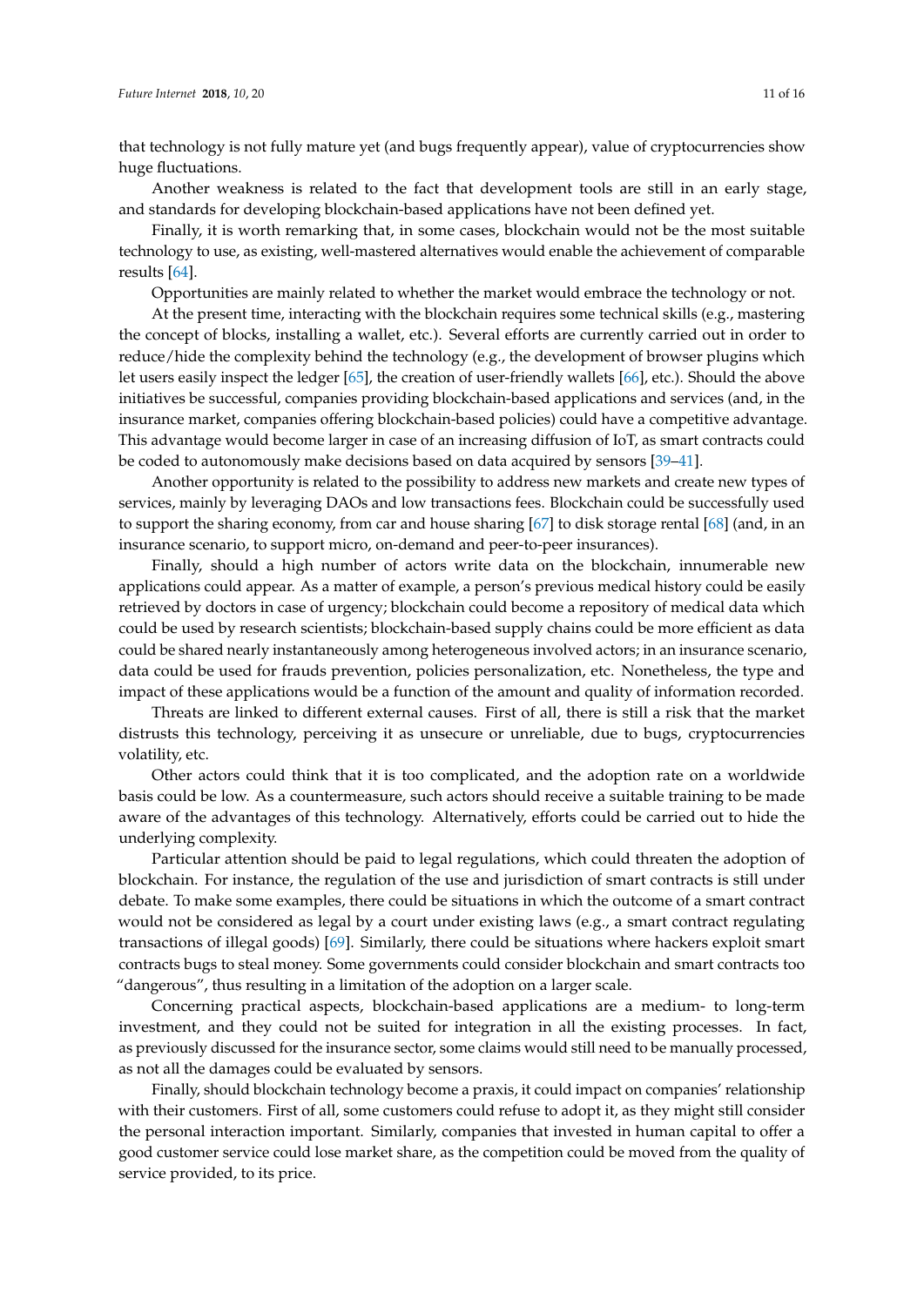that technology is not fully mature yet (and bugs frequently appear), value of cryptocurrencies show huge fluctuations.

Another weakness is related to the fact that development tools are still in an early stage, and standards for developing blockchain-based applications have not been defined yet.

Finally, it is worth remarking that, in some cases, blockchain would not be the most suitable technology to use, as existing, well-mastered alternatives would enable the achievement of comparable results [64].

Opportunities are mainly related to whether the market would embrace the technology or not.

At the present time, interacting with the blockchain requires some technical skills (e.g., mastering the concept of blocks, installing a wallet, etc.). Several efforts are currently carried out in order to reduce/hide the complexity behind the technology (e.g., the development of browser plugins which let users easily inspect the ledger [65], the creation of user-friendly wallets [66], etc.). Should the above initiatives be successful, companies providing blockchain-based applications and services (and, in the insurance market, companies offering blockchain-based policies) could have a competitive advantage. This advantage would become larger in case of an increasing diffusion of IoT, as smart contracts could be coded to autonomously make decisions based on data acquired by sensors [39–41].

Another opportunity is related to the possibility to address new markets and create new types of services, mainly by leveraging DAOs and low transactions fees. Blockchain could be successfully used to support the sharing economy, from car and house sharing [67] to disk storage rental [68] (and, in an insurance scenario, to support micro, on-demand and peer-to-peer insurances).

Finally, should a high number of actors write data on the blockchain, innumerable new applications could appear. As a matter of example, a person's previous medical history could be easily retrieved by doctors in case of urgency; blockchain could become a repository of medical data which could be used by research scientists; blockchain-based supply chains could be more efficient as data could be shared nearly instantaneously among heterogeneous involved actors; in an insurance scenario, data could be used for frauds prevention, policies personalization, etc. Nonetheless, the type and impact of these applications would be a function of the amount and quality of information recorded.

Threats are linked to different external causes. First of all, there is still a risk that the market distrusts this technology, perceiving it as unsecure or unreliable, due to bugs, cryptocurrencies volatility, etc.

Other actors could think that it is too complicated, and the adoption rate on a worldwide basis could be low. As a countermeasure, such actors should receive a suitable training to be made aware of the advantages of this technology. Alternatively, efforts could be carried out to hide the underlying complexity.

Particular attention should be paid to legal regulations, which could threaten the adoption of blockchain. For instance, the regulation of the use and jurisdiction of smart contracts is still under debate. To make some examples, there could be situations in which the outcome of a smart contract would not be considered as legal by a court under existing laws (e.g., a smart contract regulating transactions of illegal goods) [69]. Similarly, there could be situations where hackers exploit smart contracts bugs to steal money. Some governments could consider blockchain and smart contracts too "dangerous", thus resulting in a limitation of the adoption on a larger scale.

Concerning practical aspects, blockchain-based applications are a medium- to long-term investment, and they could not be suited for integration in all the existing processes. In fact, as previously discussed for the insurance sector, some claims would still need to be manually processed, as not all the damages could be evaluated by sensors.

Finally, should blockchain technology become a praxis, it could impact on companies' relationship with their customers. First of all, some customers could refuse to adopt it, as they might still consider the personal interaction important. Similarly, companies that invested in human capital to offer a good customer service could lose market share, as the competition could be moved from the quality of service provided, to its price.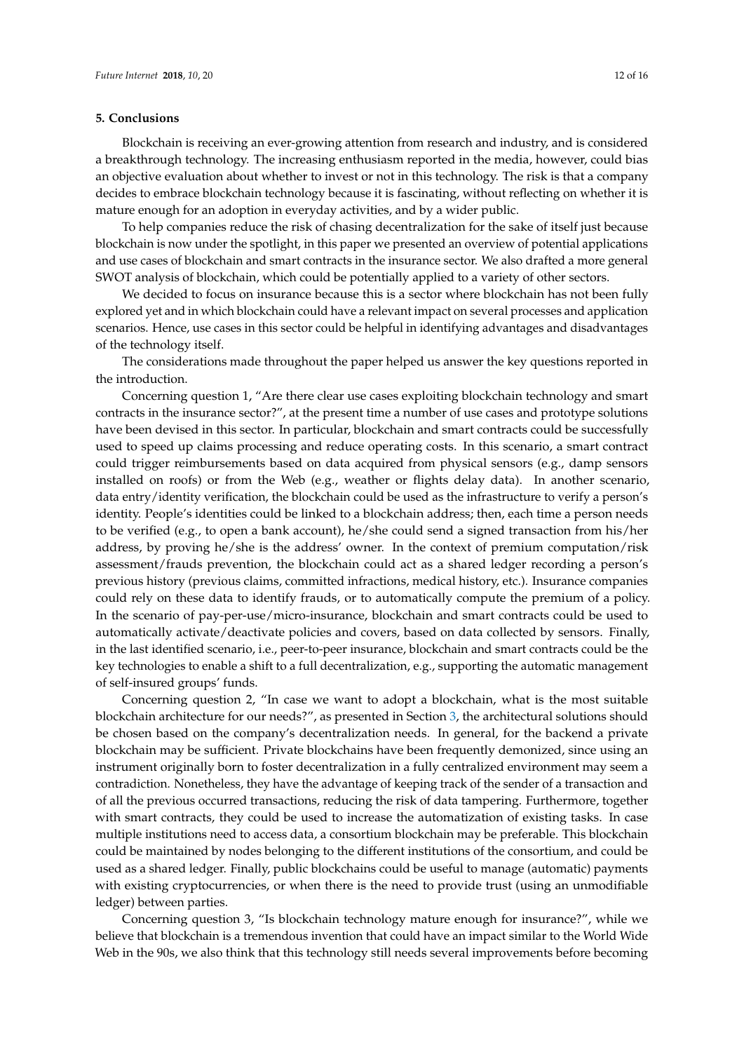## 5. Conclusions

Blockchain is receiving an ever-growing attention from research and industry, and is considered a breakthrough technology. The increasing enthusiasm reported in the media, however, could bias an objective evaluation about whether to invest or not in this technology. The risk is that a company decides to embrace blockchain technology because it is fascinating, without reflecting on whether it is mature enough for an adoption in everyday activities, and by a wider public.

To help companies reduce the risk of chasing decentralization for the sake of itself just because blockchain is now under the spotlight, in this paper we presented an overview of potential applications and use cases of blockchain and smart contracts in the insurance sector. We also drafted a more general SWOT analysis of blockchain, which could be potentially applied to a variety of other sectors.

We decided to focus on insurance because this is a sector where blockchain has not been fully explored yet and in which blockchain could have a relevant impact on several processes and application scenarios. Hence, use cases in this sector could be helpful in identifying advantages and disadvantages of the technology itself.

The considerations made throughout the paper helped us answer the key questions reported in the introduction.

Concerning question 1, "Are there clear use cases exploiting blockchain technology and smart contracts in the insurance sector?", at the present time a number of use cases and prototype solutions have been devised in this sector. In particular, blockchain and smart contracts could be successfully used to speed up claims processing and reduce operating costs. In this scenario, a smart contract could trigger reimbursements based on data acquired from physical sensors (e.g., damp sensors installed on roofs) or from the Web (e.g., weather or flights delay data). In another scenario, data entry/identity verification, the blockchain could be used as the infrastructure to verify a person's identity. People's identities could be linked to a blockchain address; then, each time a person needs to be verified (e.g., to open a bank account), he/she could send a signed transaction from his/her address, by proving he/she is the address' owner. In the context of premium computation/risk assessment/frauds prevention, the blockchain could act as a shared ledger recording a person's previous history (previous claims, committed infractions, medical history, etc.). Insurance companies could rely on these data to identify frauds, or to automatically compute the premium of a policy. In the scenario of pay-per-use/micro-insurance, blockchain and smart contracts could be used to automatically activate/deactivate policies and covers, based on data collected by sensors. Finally, in the last identified scenario, i.e., peer-to-peer insurance, blockchain and smart contracts could be the key technologies to enable a shift to a full decentralization, e.g., supporting the automatic management of self-insured groups' funds.

Concerning question 2, "In case we want to adopt a blockchain, what is the most suitable blockchain architecture for our needs?", as presented in Section 3, the architectural solutions should be chosen based on the company's decentralization needs. In general, for the backend a private blockchain may be sufficient. Private blockchains have been frequently demonized, since using an instrument originally born to foster decentralization in a fully centralized environment may seem a contradiction. Nonetheless, they have the advantage of keeping track of the sender of a transaction and of all the previous occurred transactions, reducing the risk of data tampering. Furthermore, together with smart contracts, they could be used to increase the automatization of existing tasks. In case multiple institutions need to access data, a consortium blockchain may be preferable. This blockchain could be maintained by nodes belonging to the different institutions of the consortium, and could be used as a shared ledger. Finally, public blockchains could be useful to manage (automatic) payments with existing cryptocurrencies, or when there is the need to provide trust (using an unmodifiable ledger) between parties.

Concerning question 3, "Is blockchain technology mature enough for insurance?", while we believe that blockchain is a tremendous invention that could have an impact similar to the World Wide Web in the 90s, we also think that this technology still needs several improvements before becoming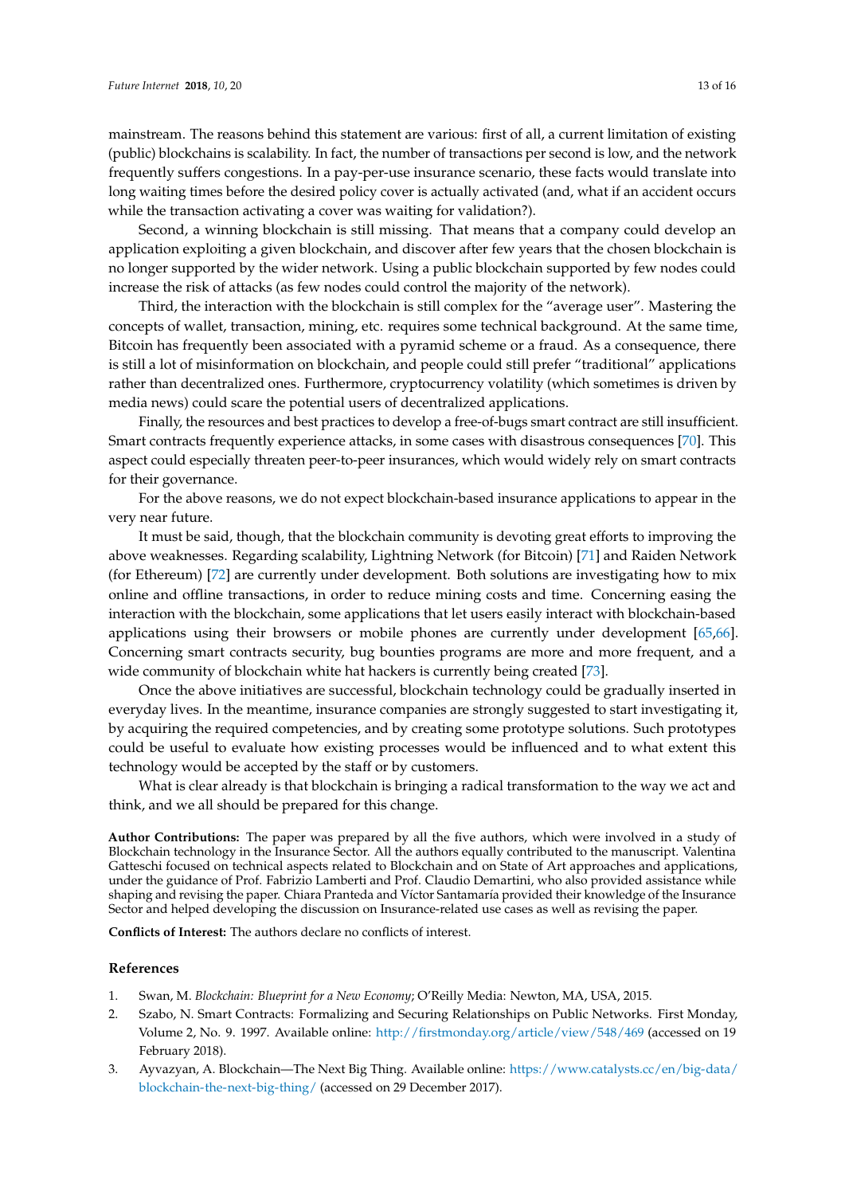mainstream. The reasons behind this statement are various: first of all, a current limitation of existing (public) blockchains is scalability. In fact, the number of transactions per second is low, and the network frequently suffers congestions. In a pay-per-use insurance scenario, these facts would translate into long waiting times before the desired policy cover is actually activated (and, what if an accident occurs while the transaction activating a cover was waiting for validation?).

Second, a winning blockchain is still missing. That means that a company could develop an application exploiting a given blockchain, and discover after few years that the chosen blockchain is no longer supported by the wider network. Using a public blockchain supported by few nodes could increase the risk of attacks (as few nodes could control the majority of the network).

Third, the interaction with the blockchain is still complex for the "average user". Mastering the concepts of wallet, transaction, mining, etc. requires some technical background. At the same time, Bitcoin has frequently been associated with a pyramid scheme or a fraud. As a consequence, there is still a lot of misinformation on blockchain, and people could still prefer "traditional" applications rather than decentralized ones. Furthermore, cryptocurrency volatility (which sometimes is driven by media news) could scare the potential users of decentralized applications.

Finally, the resources and best practices to develop a free-of-bugs smart contract are still insufficient. Smart contracts frequently experience attacks, in some cases with disastrous consequences [70]. This aspect could especially threaten peer-to-peer insurances, which would widely rely on smart contracts for their governance.

For the above reasons, we do not expect blockchain-based insurance applications to appear in the very near future.

It must be said, though, that the blockchain community is devoting great efforts to improving the above weaknesses. Regarding scalability, Lightning Network (for Bitcoin) [71] and Raiden Network (for Ethereum) [72] are currently under development. Both solutions are investigating how to mix online and offline transactions, in order to reduce mining costs and time. Concerning easing the interaction with the blockchain, some applications that let users easily interact with blockchain-based applications using their browsers or mobile phones are currently under development [65,66]. Concerning smart contracts security, bug bounties programs are more and more frequent, and a wide community of blockchain white hat hackers is currently being created [73].

Once the above initiatives are successful, blockchain technology could be gradually inserted in everyday lives. In the meantime, insurance companies are strongly suggested to start investigating it, by acquiring the required competencies, and by creating some prototype solutions. Such prototypes could be useful to evaluate how existing processes would be influenced and to what extent this technology would be accepted by the staff or by customers.

What is clear already is that blockchain is bringing a radical transformation to the way we act and think, and we all should be prepared for this change.

**Author Contributions:** The paper was prepared by all the five authors, which were involved in a study of Blockchain technology in the Insurance Sector. All the authors equally contributed to the manuscript. Valentina Gatteschi focused on technical aspects related to Blockchain and on State of Art approaches and applications, under the guidance of Prof. Fabrizio Lamberti and Prof. Claudio Demartini, who also provided assistance while shaping and revising the paper. Chiara Pranteda and Víctor Santamaría provided their knowledge of the Insurance Sector and helped developing the discussion on Insurance-related use cases as well as revising the paper.

**Conflicts of Interest:** The authors declare no conflicts of interest.

## References

1. Swan, M. *Blockchain: Blueprint for a New Economy*; O'Reilly Media: Newton, MA, USA, 2015.
2. Szabo, N. Smart Contracts: Formalizing and Securing Relationships on Public Networks. First Monday, Volume 2, No. 9. 1997. Available online: http://firstmonday.org/article/view/548/469 (accessed on 19 February 2018).
3. Ayvazyan, A. Blockchain—The Next Big Thing. Available online: https://www.catalysts.cc/en/big-data/blockchain-the-next-big-thing/ (accessed on 29 December 2017).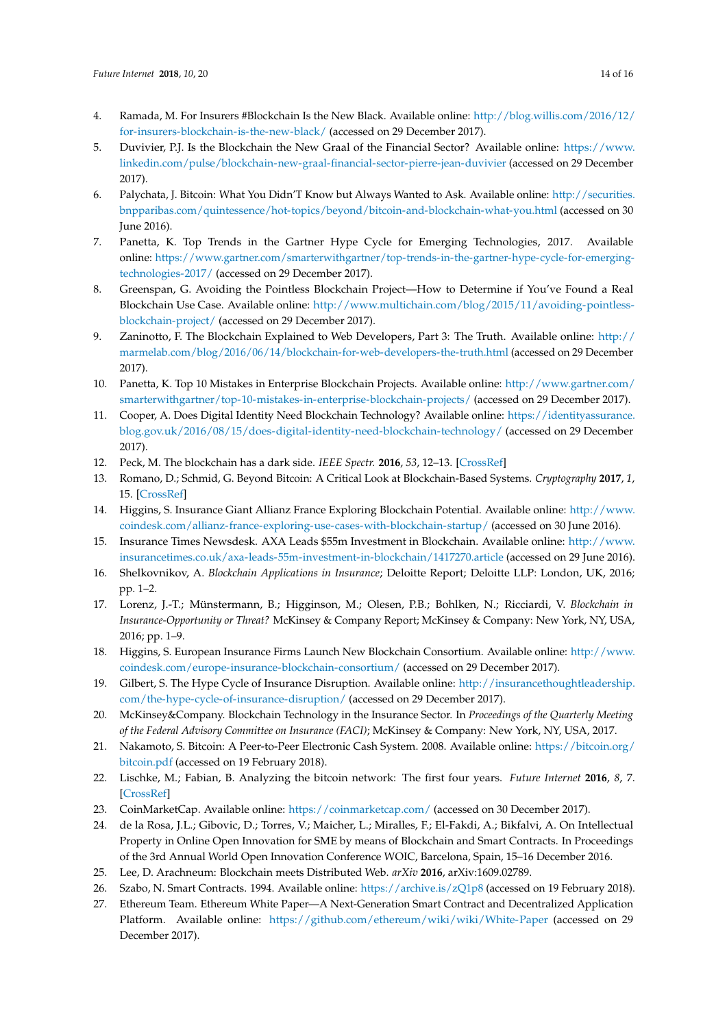4. Ramada, M. For Insurers #Blockchain Is the New Black. Available online: http://blog.willis.com/2016/12/for-insurers-blockchain-is-the-new-black/ (accessed on 29 December 2017).
5. Duvivier, P.J. Is the Blockchain the New Graal of the Financial Sector? Available online: https://www.linkedin.com/pulse/blockchain-new-graal-financial-sector-pierre-jean-duvivier (accessed on 29 December 2017).
6. Palychata, J. Bitcoin: What You Didn'T Know but Always Wanted to Ask. Available online: http://securities.bnpparibas.com/quintessence/hot-topics/beyond/bitcoin-and-blockchain-what-you.html (accessed on 30 June 2016).
7. Panetta, K. Top Trends in the Gartner Hype Cycle for Emerging Technologies, 2017. Available online: https://www.gartner.com/smarterwithgartner/top-trends-in-the-gartner-hype-cycle-for-emerging-technologies-2017/ (accessed on 29 December 2017).
8. Greenspan, G. Avoiding the Pointless Blockchain Project—How to Determine if You've Found a Real Blockchain Use Case. Available online: http://www.multichain.com/blog/2015/11/avoiding-pointless-blockchain-project/ (accessed on 29 December 2017).
9. Zaninotto, F. The Blockchain Explained to Web Developers, Part 3: The Truth. Available online: http://marmelab.com/blog/2016/06/14/blockchain-for-web-developers-the-truth.html (accessed on 29 December 2017).
10. Panetta, K. Top 10 Mistakes in Enterprise Blockchain Projects. Available online: http://www.gartner.com/smarterwithgartner/top-10-mistakes-in-enterprise-blockchain-projects/ (accessed on 29 December 2017).
11. Cooper, A. Does Digital Identity Need Blockchain Technology? Available online: https://identityassurance.blog.gov.uk/2016/08/15/does-digital-identity-need-blockchain-technology/ (accessed on 29 December 2017).
12. Peck, M. The blockchain has a dark side. *IEEE Spectr.* **2016**, *53*, 12–13. [CrossRef]
13. Romano, D.; Schmid, G. Beyond Bitcoin: A Critical Look at Blockchain-Based Systems. *Cryptography* **2017**, *1*, 15. [CrossRef]
14. Higgins, S. Insurance Giant Allianz France Exploring Blockchain Potential. Available online: http://www.coindesk.com/allianz-france-exploring-use-cases-with-blockchain-startup/ (accessed on 30 June 2016).
15. Insurance Times Newsdesk. AXA Leads $55m Investment in Blockchain. Available online: http://www.insurancetimes.co.uk/axa-leads-55m-investment-in-blockchain/1417270.article (accessed on 29 June 2016).
16. Shelkovnikov, A. *Blockchain Applications in Insurance*; Deloitte Report; Deloitte LLP: London, UK, 2016; pp. 1–2.
17. Lorenz, J.-T.; Münstermann, B.; Higginson, M.; Olesen, P.B.; Bohlken, N.; Ricciardi, V. *Blockchain in Insurance-Opportunity or Threat?* McKinsey & Company Report; McKinsey & Company: New York, NY, USA, 2016; pp. 1–9.
18. Higgins, S. European Insurance Firms Launch New Blockchain Consortium. Available online: http://www.coindesk.com/europe-insurance-blockchain-consortium/ (accessed on 29 December 2017).
19. Gilbert, S. The Hype Cycle of Insurance Disruption. Available online: http://insurancethoughtleadership.com/the-hype-cycle-of-insurance-disruption/ (accessed on 29 December 2017).
20. McKinsey&Company. Blockchain Technology in the Insurance Sector. In *Proceedings of the Quarterly Meeting of the Federal Advisory Committee on Insurance (FACI)*; McKinsey & Company: New York, NY, USA, 2017.
21. Nakamoto, S. Bitcoin: A Peer-to-Peer Electronic Cash System. 2008. Available online: https://bitcoin.org/bitcoin.pdf (accessed on 19 February 2018).
22. Lischke, M.; Fabian, B. Analyzing the bitcoin network: The first four years. *Future Internet* **2016**, *8*, 7. [CrossRef]
23. CoinMarketCap. Available online: https://coinmarketcap.com/ (accessed on 30 December 2017).
24. de la Rosa, J.L.; Gibovic, D.; Torres, V.; Maicher, L.; Miralles, F.; El-Fakdi, A.; Bikfalvi, A. On Intellectual Property in Online Open Innovation for SME by means of Blockchain and Smart Contracts. In Proceedings of the 3rd Annual World Open Innovation Conference WOIC, Barcelona, Spain, 15–16 December 2016.
25. Lee, D. Arachneum: Blockchain meets Distributed Web. *arXiv* **2016**, arXiv:1609.02789.
26. Szabo, N. Smart Contracts. 1994. Available online: https://archive.is/zQ1p8 (accessed on 19 February 2018).
27. Ethereum Team. Ethereum White Paper—A Next-Generation Smart Contract and Decentralized Application Platform. Available online: https://github.com/ethereum/wiki/wiki/White-Paper (accessed on 29 December 2017).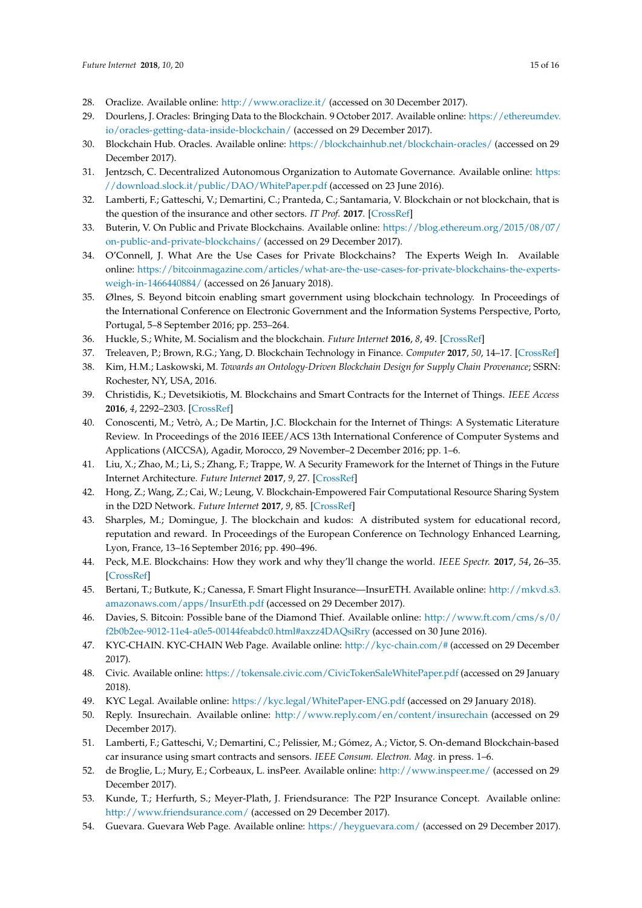28. Oraclize. Available online: http://www.oraclize.it/ (accessed on 30 December 2017).
29. Dourlens, J. Oracles: Bringing Data to the Blockchain. 9 October 2017. Available online: https://ethereumdev.io/oracles-getting-data-inside-blockchain/ (accessed on 29 December 2017).
30. Blockchain Hub. Oracles. Available online: https://blockchainhub.net/blockchain-oracles/ (accessed on 29 December 2017).
31. Jentzsch, C. Decentralized Autonomous Organization to Automate Governance. Available online: https://download.slock.it/public/DAO/WhitePaper.pdf (accessed on 23 June 2016).
32. Lamberti, F.; Gatteschi, V.; Demartini, C.; Pranteda, C.; Santamaria, V. Blockchain or not blockchain, that is the question of the insurance and other sectors. *IT Prof.* **2017**. [CrossRef]
33. Buterin, V. On Public and Private Blockchains. Available online: https://blog.ethereum.org/2015/08/07/on-public-and-private-blockchains/ (accessed on 29 December 2017).
34. O'Connell, J. What Are the Use Cases for Private Blockchains? The Experts Weigh In. Available online: https://bitcoinmagazine.com/articles/what-are-the-use-cases-for-private-blockchains-the-experts-weigh-in-1466440884/ (accessed on 26 January 2018).
35. Ølnes, S. Beyond bitcoin enabling smart government using blockchain technology. In Proceedings of the International Conference on Electronic Government and the Information Systems Perspective, Porto, Portugal, 5–8 September 2016; pp. 253–264.
36. Huckle, S.; White, M. Socialism and the blockchain. *Future Internet* **2016**, *8*, 49. [CrossRef]
37. Treleaven, P.; Brown, R.G.; Yang, D. Blockchain Technology in Finance. *Computer* **2017**, *50*, 14–17. [CrossRef]
38. Kim, H.M.; Laskowski, M. *Towards an Ontology-Driven Blockchain Design for Supply Chain Provenance*; SSRN: Rochester, NY, USA, 2016.
39. Christidis, K.; Devetsikiotis, M. Blockchains and Smart Contracts for the Internet of Things. *IEEE Access* **2016**, *4*, 2292–2303. [CrossRef]
40. Conoscenti, M.; Vetrò, A.; De Martin, J.C. Blockchain for the Internet of Things: A Systematic Literature Review. In Proceedings of the 2016 IEEE/ACS 13th International Conference of Computer Systems and Applications (AICCSA), Agadir, Morocco, 29 November–2 December 2016; pp. 1–6.
41. Liu, X.; Zhao, M.; Li, S.; Zhang, F.; Trappe, W. A Security Framework for the Internet of Things in the Future Internet Architecture. *Future Internet* **2017**, *9*, 27. [CrossRef]
42. Hong, Z.; Wang, Z.; Cai, W.; Leung, V. Blockchain-Empowered Fair Computational Resource Sharing System in the D2D Network. *Future Internet* **2017**, *9*, 85. [CrossRef]
43. Sharples, M.; Domingue, J. The blockchain and kudos: A distributed system for educational record, reputation and reward. In Proceedings of the European Conference on Technology Enhanced Learning, Lyon, France, 13–16 September 2016; pp. 490–496.
44. Peck, M.E. Blockchains: How they work and why they'll change the world. *IEEE Spectr.* **2017**, *54*, 26–35. [CrossRef]
45. Bertani, T.; Butkute, K.; Canessa, F. Smart Flight Insurance—InsurETH. Available online: http://mkvd.s3.amazonaws.com/apps/InsurEth.pdf (accessed on 29 December 2017).
46. Davies, S. Bitcoin: Possible bane of the Diamond Thief. Available online: http://www.ft.com/cms/s/0/f2b0b2ee-9012-11e4-a0e5-00144feabdc0.html#axzz4DAQsiRry (accessed on 30 June 2016).
47. KYC-CHAIN. KYC-CHAIN Web Page. Available online: http://kyc-chain.com/# (accessed on 29 December 2017).
48. Civic. Available online: https://tokensale.civic.com/CivicTokenSaleWhitePaper.pdf (accessed on 29 January 2018).
49. KYC Legal. Available online: https://kyc.legal/WhitePaper-ENG.pdf (accessed on 29 January 2018).
50. Reply. Insurechain. Available online: http://www.reply.com/en/content/insurechain (accessed on 29 December 2017).
51. Lamberti, F.; Gatteschi, V.; Demartini, C.; Pelissier, M.; Gómez, A.; Victor, S. On-demand Blockchain-based car insurance using smart contracts and sensors. *IEEE Consum. Electron. Mag.* in press. 1–6.
52. de Broglie, L.; Mury, E.; Corbeaux, L. insPeer. Available online: http://www.inspeer.me/ (accessed on 29 December 2017).
53. Kunde, T.; Herfurth, S.; Meyer-Plath, J. Friendsurance: The P2P Insurance Concept. Available online: http://www.friendsurance.com/ (accessed on 29 December 2017).
54. Guevara. Guevara Web Page. Available online: https://heyguevara.com/ (accessed on 29 December 2017).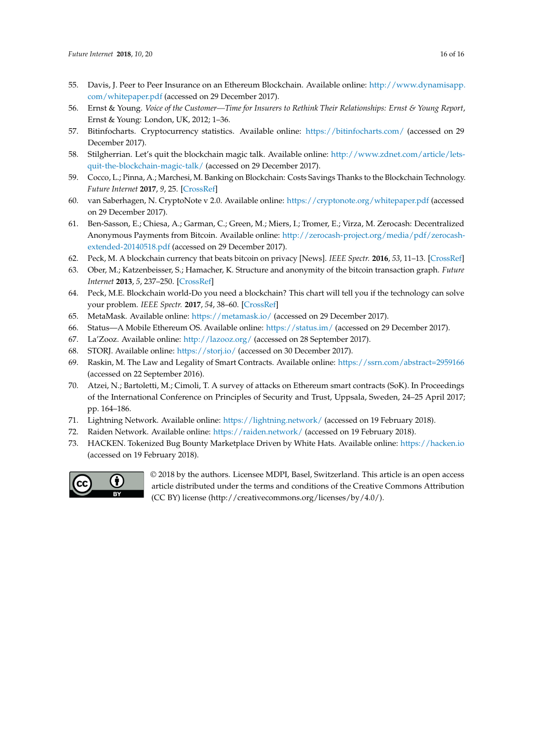55. Davis, J. Peer to Peer Insurance on an Ethereum Blockchain. Available online: http://www.dynamisapp.com/whitepaper.pdf (accessed on 29 December 2017).
56. Ernst & Young. *Voice of the Customer—Time for Insurers to Rethink Their Relationships: Ernst & Young Report*, Ernst & Young: London, UK, 2012; 1–36.
57. Bitinfocharts. Cryptocurrency statistics. Available online: https://bitinfocharts.com/ (accessed on 29 December 2017).
58. Stilgherrian. Let's quit the blockchain magic talk. Available online: http://www.zdnet.com/article/lets-quit-the-blockchain-magic-talk/ (accessed on 29 December 2017).
59. Cocco, L.; Pinna, A.; Marchesi, M. Banking on Blockchain: Costs Savings Thanks to the Blockchain Technology. *Future Internet* **2017**, *9*, 25. [CrossRef]
60. van Saberhagen, N. CryptoNote v 2.0. Available online: https://cryptonote.org/whitepaper.pdf (accessed on 29 December 2017).
61. Ben-Sasson, E.; Chiesa, A.; Garman, C.; Green, M.; Miers, I.; Tromer, E.; Virza, M. Zerocash: Decentralized Anonymous Payments from Bitcoin. Available online: http://zerocash-project.org/media/pdf/zerocash-extended-20140518.pdf (accessed on 29 December 2017).
62. Peck, M. A blockchain currency that beats bitcoin on privacy [News]. *IEEE Spectr.* **2016**, *53*, 11–13. [CrossRef]
63. Ober, M.; Katzenbeisser, S.; Hamacher, K. Structure and anonymity of the bitcoin transaction graph. *Future Internet* **2013**, *5*, 237–250. [CrossRef]
64. Peck, M.E. Blockchain world-Do you need a blockchain? This chart will tell you if the technology can solve your problem. *IEEE Spectr.* **2017**, *54*, 38–60. [CrossRef]
65. MetaMask. Available online: https://metamask.io/ (accessed on 29 December 2017).
66. Status—A Mobile Ethereum OS. Available online: https://status.im/ (accessed on 29 December 2017).
67. La'Zooz. Available online: http://lazooz.org/ (accessed on 28 September 2017).
68. STORJ. Available online: https://storj.io/ (accessed on 30 December 2017).
69. Raskin, M. The Law and Legality of Smart Contracts. Available online: https://ssrn.com/abstract=2959166 (accessed on 22 September 2016).
70. Atzei, N.; Bartoletti, M.; Cimoli, T. A survey of attacks on Ethereum smart contracts (SoK). In Proceedings of the International Conference on Principles of Security and Trust, Uppsala, Sweden, 24–25 April 2017; pp. 164–186.
71. Lightning Network. Available online: https://lightning.network/ (accessed on 19 February 2018).
72. Raiden Network. Available online: https://raiden.network/ (accessed on 19 February 2018).
73. HACKEN. Tokenized Bug Bounty Marketplace Driven by White Hats. Available online: https://hacken.io (accessed on 19 February 2018).

© 2018 by the authors. Licensee MDPI, Basel, Switzerland. This article is an open access article distributed under the terms and conditions of the Creative Commons Attribution (CC BY) license (http://creativecommons.org/licenses/by/4.0/).